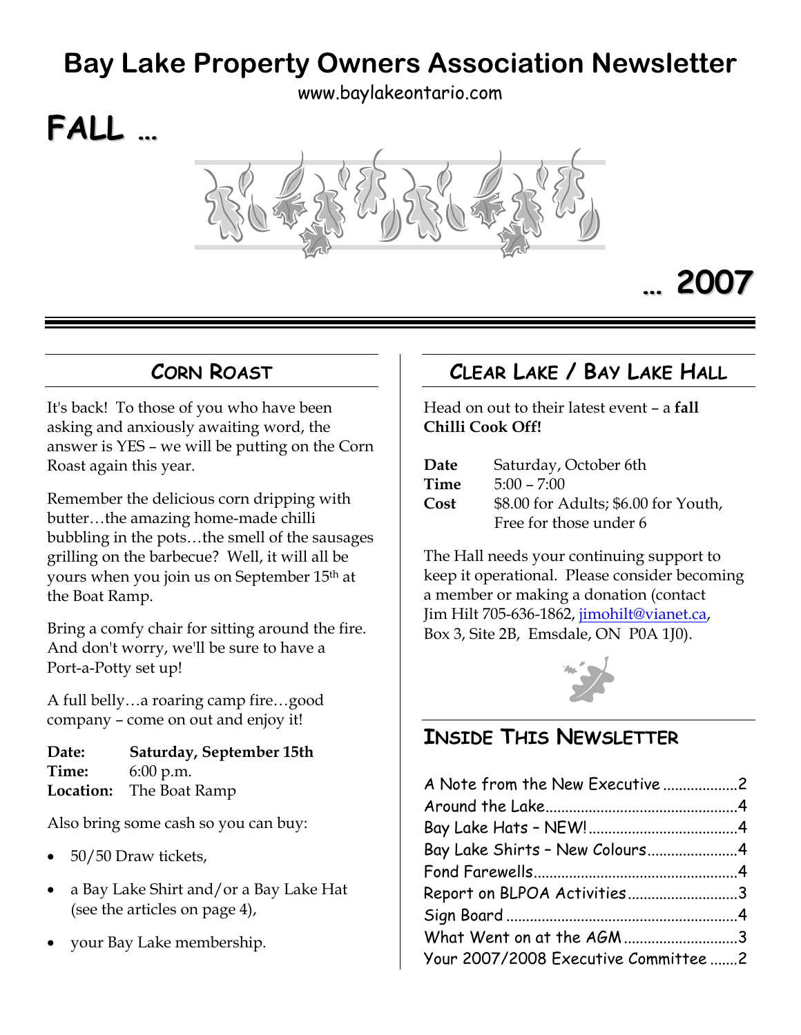# Bay Lake Property Owners Association Newsletter

www.baylakeontario.com

**FALL … … 2007**

## Corn Roast

It's back! To those of you who have been asking and anxiously awaiting word, the answer is YES – we will be putting on the Corn Roast again this year.

Remember the delicious corn dripping with butter…the amazing home-made chilli bubbling in the pots…the smell of the sausages grilling on the barbecue? Well, it will all be yours when you join us on September 15th at the Boat Ramp.

Bring a comfy chair for sitting around the fire. And don't worry, we'll be sure to have a Port-a-Potty set up!

A full belly…a roaring camp fire…good company – come on out and enjoy it!

| | |
|---|---|
| **Date:** | **Saturday, September 15th** |
| **Time:** | 6:00 p.m. |
| **Location:** | The Boat Ramp |

Also bring some cash so you can buy:

- 50/50 Draw tickets,
- a Bay Lake Shirt and/or a Bay Lake Hat (see the articles on page 4),
- your Bay Lake membership.

## Clear Lake / Bay Lake Hall

Head on out to their latest event – a **fall Chilli Cook Off!**

| | |
|---|---|
| **Date** | Saturday, October 6th |
| **Time** | 5:00 – 7:00 |
| **Cost** | $8.00 for Adults; $6.00 for Youth, Free for those under 6 |

The Hall needs your continuing support to keep it operational. Please consider becoming a member or making a donation (contact Jim Hilt 705-636-1862, jimohilt@vianet.ca, Box 3, Site 2B, Emsdale, ON P0A 1J0).

## Inside This Newsletter

| | |
|---|---|
| A Note from the New Executive | 2 |
| Around the Lake | 4 |
| Bay Lake Hats – NEW! | 4 |
| Bay Lake Shirts – New Colours | 4 |
| Fond Farewells | 4 |
| Report on BLPOA Activities | 3 |
| Sign Board | 4 |
| What Went on at the AGM | 3 |
| Your 2007/2008 Executive Committee | 2 |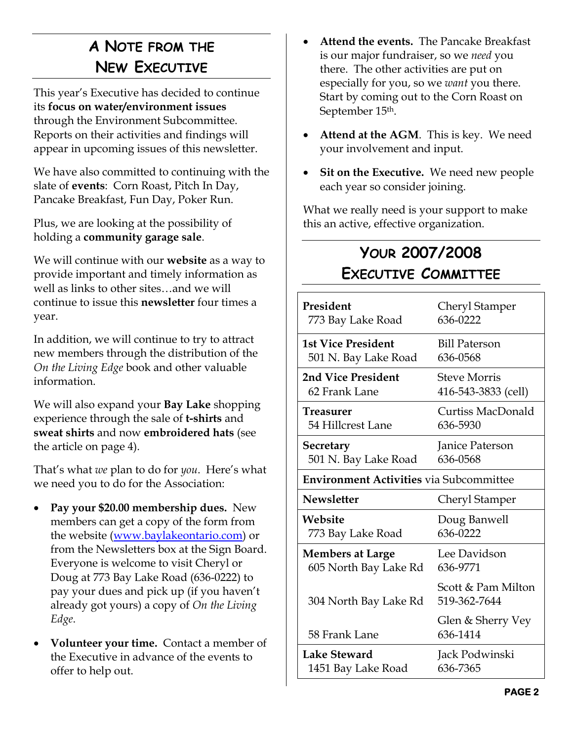## A Note from the New Executive

This year's Executive has decided to continue its **focus on water/environment issues** through the Environment Subcommittee. Reports on their activities and findings will appear in upcoming issues of this newsletter.

We have also committed to continuing with the slate of **events**: Corn Roast, Pitch In Day, Pancake Breakfast, Fun Day, Poker Run.

Plus, we are looking at the possibility of holding a **community garage sale**.

We will continue with our **website** as a way to provide important and timely information as well as links to other sites…and we will continue to issue this **newsletter** four times a year.

In addition, we will continue to try to attract new members through the distribution of the *On the Living Edge* book and other valuable information.

We will also expand your **Bay Lake** shopping experience through the sale of **t-shirts** and **sweat shirts** and now **embroidered hats** (see the article on page 4).

That's what *we* plan to do for *you*. Here's what we need you to do for the Association:

- **Pay your $20.00 membership dues.** New members can get a copy of the form from the website ([www.baylakeontario.com](http://www.baylakeontario.com)) or from the Newsletters box at the Sign Board. Everyone is welcome to visit Cheryl or Doug at 773 Bay Lake Road (636-0222) to pay your dues and pick up (if you haven't already got yours) a copy of *On the Living Edge*.
- **Volunteer your time.** Contact a member of the Executive in advance of the events to offer to help out.
- **Attend the events.** The Pancake Breakfast is our major fundraiser, so we *need* you there. The other activities are put on especially for you, so we *want* you there. Start by coming out to the Corn Roast on September 15th.
- **Attend at the AGM**. This is key. We need your involvement and input.
- **Sit on the Executive.** We need new people each year so consider joining.

What we really need is your support to make this an active, effective organization.

## Your 2007/2008 Executive Committee

| | |
|---|---|
| **President**<br>773 Bay Lake Road | Cheryl Stamper<br>636-0222 |
| **1st Vice President**<br>501 N. Bay Lake Road | Bill Paterson<br>636-0568 |
| **2nd Vice President**<br>62 Frank Lane | Steve Morris<br>416-543-3833 (cell) |
| **Treasurer**<br>54 Hillcrest Lane | Curtiss MacDonald<br>636-5930 |
| **Secretary**<br>501 N. Bay Lake Road | Janice Paterson<br>636-0568 |
| **Environment Activities** via Subcommittee | |
| **Newsletter** | Cheryl Stamper |
| **Website**<br>773 Bay Lake Road | Doug Banwell<br>636-0222 |
| **Members at Large**<br>605 North Bay Lake Rd | Lee Davidson<br>636-9771 |
| 304 North Bay Lake Rd | Scott & Pam Milton<br>519-362-7644 |
| 58 Frank Lane | Glen & Sherry Vey<br>636-1414 |
| **Lake Steward**<br>1451 Bay Lake Road | Jack Podwinski<br>636-7365 |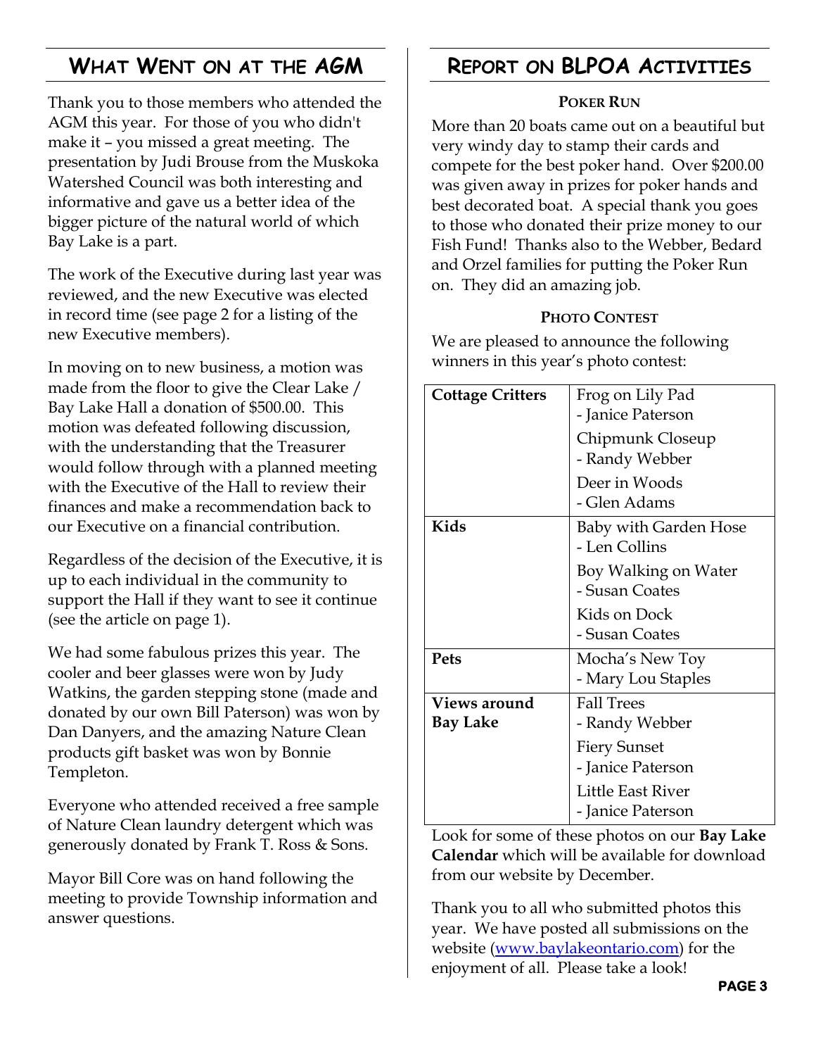## What Went on at the AGM

Thank you to those members who attended the AGM this year. For those of you who didn't make it – you missed a great meeting. The presentation by Judi Brouse from the Muskoka Watershed Council was both interesting and informative and gave us a better idea of the bigger picture of the natural world of which Bay Lake is a part.

The work of the Executive during last year was reviewed, and the new Executive was elected in record time (see page 2 for a listing of the new Executive members).

In moving on to new business, a motion was made from the floor to give the Clear Lake / Bay Lake Hall a donation of $500.00. This motion was defeated following discussion, with the understanding that the Treasurer would follow through with a planned meeting with the Executive of the Hall to review their finances and make a recommendation back to our Executive on a financial contribution.

Regardless of the decision of the Executive, it is up to each individual in the community to support the Hall if they want to see it continue (see the article on page 1).

We had some fabulous prizes this year. The cooler and beer glasses were won by Judy Watkins, the garden stepping stone (made and donated by our own Bill Paterson) was won by Dan Danyers, and the amazing Nature Clean products gift basket was won by Bonnie Templeton.

Everyone who attended received a free sample of Nature Clean laundry detergent which was generously donated by Frank T. Ross & Sons.

Mayor Bill Core was on hand following the meeting to provide Township information and answer questions.

## Report on BLPOA Activities

### Poker Run

More than 20 boats came out on a beautiful but very windy day to stamp their cards and compete for the best poker hand. Over $200.00 was given away in prizes for poker hands and best decorated boat. A special thank you goes to those who donated their prize money to our Fish Fund! Thanks also to the Webber, Bedard and Orzel families for putting the Poker Run on. They did an amazing job.

### Photo Contest

We are pleased to announce the following winners in this year's photo contest:

| Category | Winners |
|---|---|
| **Cottage Critters** | Frog on Lily Pad - Janice Paterson<br>Chipmunk Closeup - Randy Webber<br>Deer in Woods - Glen Adams |
| **Kids** | Baby with Garden Hose - Len Collins<br>Boy Walking on Water - Susan Coates<br>Kids on Dock - Susan Coates |
| **Pets** | Mocha's New Toy - Mary Lou Staples |
| **Views around Bay Lake** | Fall Trees - Randy Webber<br>Fiery Sunset - Janice Paterson<br>Little East River - Janice Paterson |

Look for some of these photos on our **Bay Lake Calendar** which will be available for download from our website by December.

Thank you to all who submitted photos this year. We have posted all submissions on the website (www.baylakeontario.com) for the enjoyment of all. Please take a look!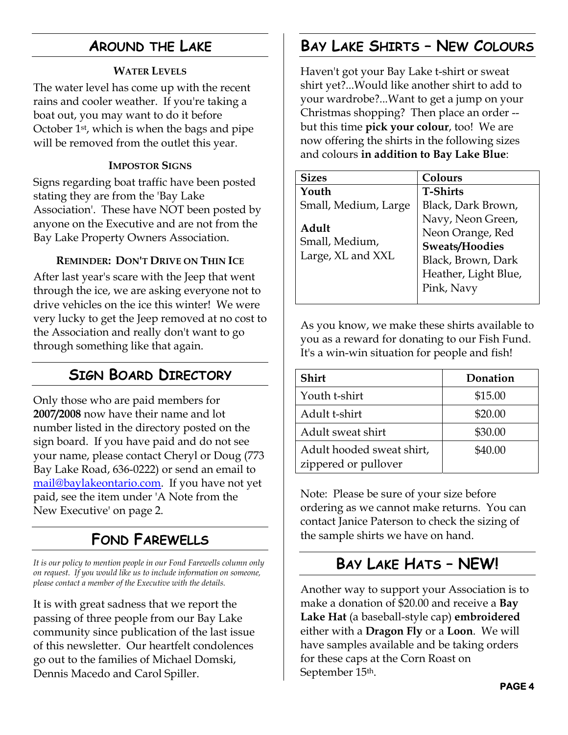## Around the Lake

### Water Levels

The water level has come up with the recent rains and cooler weather. If you're taking a boat out, you may want to do it before October 1st, which is when the bags and pipe will be removed from the outlet this year.

### Impostor Signs

Signs regarding boat traffic have been posted stating they are from the 'Bay Lake Association'. These have NOT been posted by anyone on the Executive and are not from the Bay Lake Property Owners Association.

### Reminder: Don't Drive on Thin Ice

After last year's scare with the Jeep that went through the ice, we are asking everyone not to drive vehicles on the ice this winter! We were very lucky to get the Jeep removed at no cost to the Association and really don't want to go through something like that again.

## Sign Board Directory

Only those who are paid members for **2007/2008** now have their name and lot number listed in the directory posted on the sign board. If you have paid and do not see your name, please contact Cheryl or Doug (773 Bay Lake Road, 636-0222) or send an email to mail@baylakeontario.com. If you have not yet paid, see the item under 'A Note from the New Executive' on page 2.

## Fond Farewells

*It is our policy to mention people in our Fond Farewells column only on request. If you would like us to include information on someone, please contact a member of the Executive with the details.*

It is with great sadness that we report the passing of three people from our Bay Lake community since publication of the last issue of this newsletter. Our heartfelt condolences go out to the families of Michael Domski, Dennis Macedo and Carol Spiller.

## Bay Lake Shirts – New Colours

Haven't got your Bay Lake t-shirt or sweat shirt yet?...Would like another shirt to add to your wardrobe?...Want to get a jump on your Christmas shopping? Then place an order -- but this time **pick your colour**, too! We are now offering the shirts in the following sizes and colours **in addition to Bay Lake Blue**:

| Sizes | Colours |
|---|---|
| **Youth**<br>Small, Medium, Large<br>**Adult**<br>Small, Medium, Large, XL and XXL | **T-Shirts**<br>Black, Dark Brown, Navy, Neon Green, Neon Orange, Red<br>**Sweats/Hoodies**<br>Black, Brown, Dark Heather, Light Blue, Pink, Navy |

As you know, we make these shirts available to you as a reward for donating to our Fish Fund. It's a win-win situation for people and fish!

| Shirt | Donation |
|---|---|
| Youth t-shirt | $15.00 |
| Adult t-shirt | $20.00 |
| Adult sweat shirt | $30.00 |
| Adult hooded sweat shirt, zippered or pullover | $40.00 |

Note: Please be sure of your size before ordering as we cannot make returns. You can contact Janice Paterson to check the sizing of the sample shirts we have on hand.

## Bay Lake Hats – NEW!

Another way to support your Association is to make a donation of $20.00 and receive a **Bay Lake Hat** (a baseball-style cap) **embroidered** either with a **Dragon Fly** or a **Loon**. We will have samples available and be taking orders for these caps at the Corn Roast on September 15th.